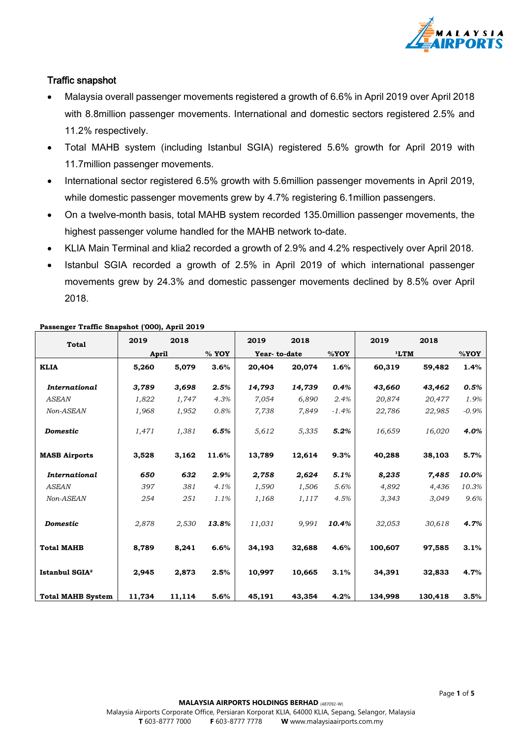## Traffic snapshot

- Malaysia overall passenger movements registered a growth of 6.6% in April 2019 over April 2018 with 8.8million passenger movements. International and domestic sectors registered 2.5% and 11.2% respectively.
- Total MAHB system (including Istanbul SGIA) registered 5.6% growth for April 2019 with 11.7million passenger movements.
- International sector registered 6.5% growth with 5.6million passenger movements in April 2019, while domestic passenger movements grew by 4.7% registering 6.1million passengers.
- On a twelve-month basis, total MAHB system recorded 135.0million passenger movements, the highest passenger volume handled for the MAHB network to-date.
- KLIA Main Terminal and klia2 recorded a growth of 2.9% and 4.2% respectively over April 2018.
- Istanbul SGIA recorded a growth of 2.5% in April 2019 of which international passenger movements grew by 24.3% and domestic passenger movements declined by 8.5% over April 2018.

**Passenger Traffic Snapshot ('000), April 2019**

| Total | 2019 | 2018 | | 2019 | 2018 | | 2019 | 2018 | |
|---|---|---|---|---|---|---|---|---|---|
| | April | | % YOY | Year- to-date | | %YOY | [1]LTM | | %YOY |
| **KLIA** | **5,260** | **5,079** | **3.6%** | **20,404** | **20,074** | **1.6%** | **60,319** | **59,482** | **1.4%** |
| ***International*** | ***3,789*** | ***3,698*** | ***2.5%*** | ***14,793*** | ***14,739*** | ***0.4%*** | ***43,660*** | ***43,462*** | ***0.5%*** |
| *ASEAN* | *1,822* | *1,747* | *4.3%* | *7,054* | *6,890* | *2.4%* | *20,874* | *20,477* | *1.9%* |
| *Non-ASEAN* | *1,968* | *1,952* | *0.8%* | *7,738* | *7,849* | *-1.4%* | *22,786* | *22,985* | *-0.9%* |
| ***Domestic*** | *1,471* | *1,381* | ***6.5%*** | *5,612* | *5,335* | ***5.2%*** | *16,659* | *16,020* | ***4.0%*** |
| **MASB Airports** | **3,528** | **3,162** | **11.6%** | **13,789** | **12,614** | **9.3%** | **40,288** | **38,103** | **5.7%** |
| ***International*** | ***650*** | ***632*** | ***2.9%*** | ***2,758*** | ***2,624*** | ***5.1%*** | ***8,235*** | ***7,485*** | ***10.0%*** |
| *ASEAN* | *397* | *381* | *4.1%* | *1,590* | *1,506* | *5.6%* | *4,892* | *4,436* | *10.3%* |
| *Non-ASEAN* | *254* | *251* | *1.1%* | *1,168* | *1,117* | *4.5%* | *3,343* | *3,049* | *9.6%* |
| ***Domestic*** | *2,878* | *2,530* | ***13.8%*** | *11,031* | *9,991* | ***10.4%*** | *32,053* | *30,618* | ***4.7%*** |
| **Total MAHB** | **8,789** | **8,241** | **6.6%** | **34,193** | **32,688** | **4.6%** | **100,607** | **97,585** | **3.1%** |
| **Istanbul SGIA[2]** | **2,945** | **2,873** | **2.5%** | **10,997** | **10,665** | **3.1%** | **34,391** | **32,833** | **4.7%** |
| **Total MAHB System** | **11,734** | **11,114** | **5.6%** | **45,191** | **43,354** | **4.2%** | **134,998** | **130,418** | **3.5%** |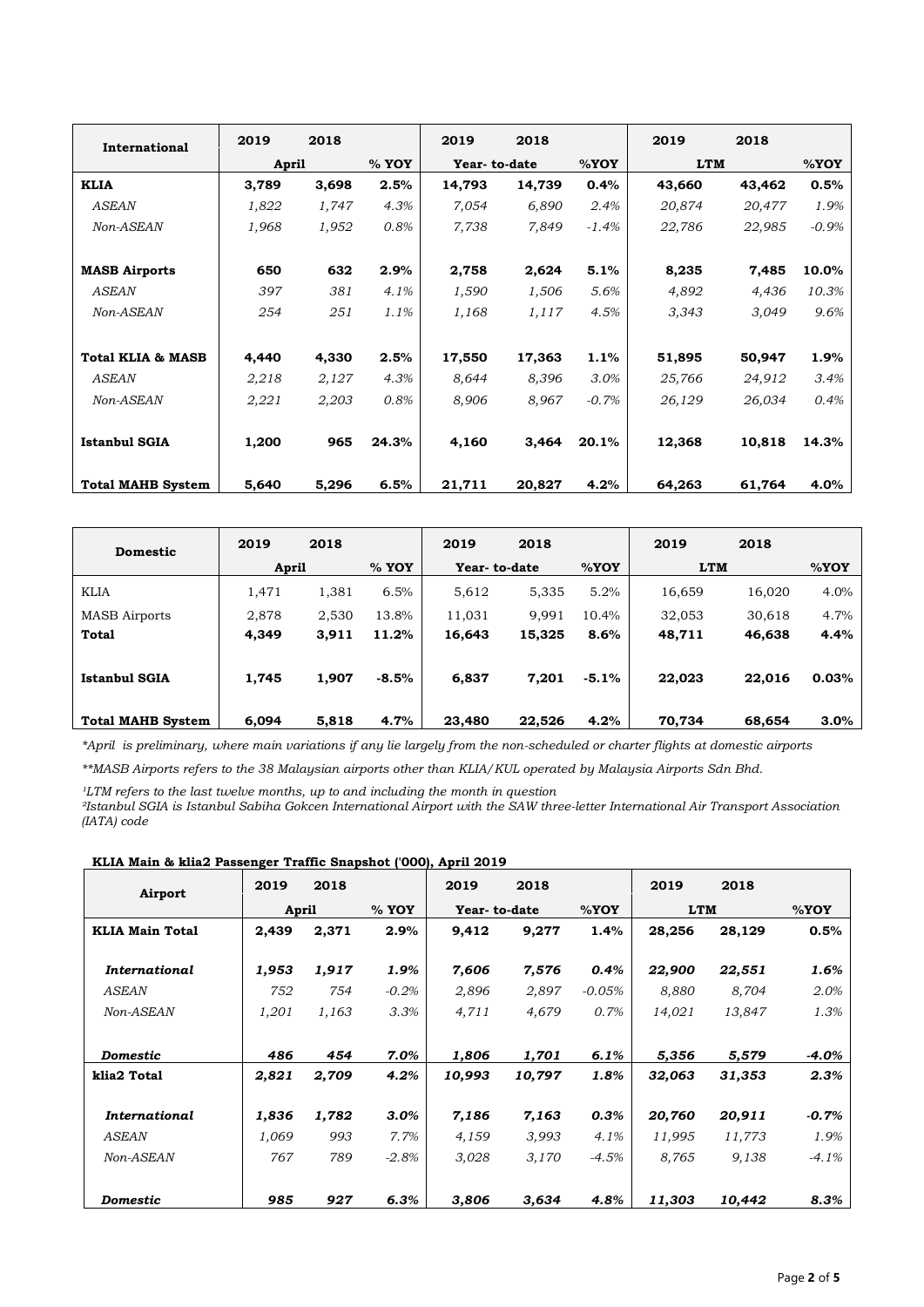| International | 2019 | 2018 | | 2019 | 2018 | | 2019 | 2018 | |
|---|---|---|---|---|---|---|---|---|---|
| | April | | % YOY | Year- to-date | | %YOY | LTM | | %YOY |
| **KLIA** | **3,789** | **3,698** | **2.5%** | **14,793** | **14,739** | **0.4%** | **43,660** | **43,462** | **0.5%** |
| *ASEAN* | *1,822* | *1,747* | *4.3%* | *7,054* | *6,890* | *2.4%* | *20,874* | *20,477* | *1.9%* |
| *Non-ASEAN* | *1,968* | *1,952* | *0.8%* | *7,738* | *7,849* | *-1.4%* | *22,786* | *22,985* | *-0.9%* |
| **MASB Airports** | **650** | **632** | **2.9%** | **2,758** | **2,624** | **5.1%** | **8,235** | **7,485** | **10.0%** |
| *ASEAN* | *397* | *381* | *4.1%* | *1,590* | *1,506* | *5.6%* | *4,892* | *4,436* | *10.3%* |
| *Non-ASEAN* | *254* | *251* | *1.1%* | *1,168* | *1,117* | *4.5%* | *3,343* | *3,049* | *9.6%* |
| **Total KLIA & MASB** | **4,440** | **4,330** | **2.5%** | **17,550** | **17,363** | **1.1%** | **51,895** | **50,947** | **1.9%** |
| *ASEAN* | *2,218* | *2,127* | *4.3%* | *8,644* | *8,396* | *3.0%* | *25,766* | *24,912* | *3.4%* |
| *Non-ASEAN* | *2,221* | *2,203* | *0.8%* | *8,906* | *8,967* | *-0.7%* | *26,129* | *26,034* | *0.4%* |
| **Istanbul SGIA** | **1,200** | **965** | **24.3%** | **4,160** | **3,464** | **20.1%** | **12,368** | **10,818** | **14.3%** |
| **Total MAHB System** | **5,640** | **5,296** | **6.5%** | **21,711** | **20,827** | **4.2%** | **64,263** | **61,764** | **4.0%** |

| Domestic | 2019 | 2018 | | 2019 | 2018 | | 2019 | 2018 | |
|---|---|---|---|---|---|---|---|---|---|
| | April | | % YOY | Year- to-date | | %YOY | LTM | | %YOY |
| KLIA | 1,471 | 1,381 | 6.5% | 5,612 | 5,335 | 5.2% | 16,659 | 16,020 | 4.0% |
| MASB Airports | 2,878 | 2,530 | 13.8% | 11,031 | 9,991 | 10.4% | 32,053 | 30,618 | 4.7% |
| **Total** | **4,349** | **3,911** | **11.2%** | **16,643** | **15,325** | **8.6%** | **48,711** | **46,638** | **4.4%** |
| **Istanbul SGIA** | **1,745** | **1,907** | **-8.5%** | **6,837** | **7,201** | **-5.1%** | **22,023** | **22,016** | **0.03%** |
| **Total MAHB System** | **6,094** | **5,818** | **4.7%** | **23,480** | **22,526** | **4.2%** | **70,734** | **68,654** | **3.0%** |

*\*April is preliminary, where main variations if any lie largely from the non-scheduled or charter flights at domestic airports*

*\*\*MASB Airports refers to the 38 Malaysian airports other than KLIA/KUL operated by Malaysia Airports Sdn Bhd.*

*[1]LTM refers to the last twelve months, up to and including the month in question*
*[2]Istanbul SGIA is Istanbul Sabiha Gokcen International Airport with the SAW three-letter International Air Transport Association (IATA) code*

**KLIA Main & klia2 Passenger Traffic Snapshot ('000), April 2019**

| Airport | 2019 | 2018 | | 2019 | 2018 | | 2019 | 2018 | |
|---|---|---|---|---|---|---|---|---|---|
| | April | | % YOY | Year- to-date | | %YOY | LTM | | %YOY |
| **KLIA Main Total** | **2,439** | **2,371** | **2.9%** | **9,412** | **9,277** | **1.4%** | **28,256** | **28,129** | **0.5%** |
| ***International*** | ***1,953*** | ***1,917*** | ***1.9%*** | ***7,606*** | ***7,576*** | ***0.4%*** | ***22,900*** | ***22,551*** | ***1.6%*** |
| *ASEAN* | *752* | *754* | *-0.2%* | *2,896* | *2,897* | *-0.05%* | *8,880* | *8,704* | *2.0%* |
| *Non-ASEAN* | *1,201* | *1,163* | *3.3%* | *4,711* | *4,679* | *0.7%* | *14,021* | *13,847* | *1.3%* |
| ***Domestic*** | ***486*** | ***454*** | ***7.0%*** | ***1,806*** | ***1,701*** | ***6.1%*** | ***5,356*** | ***5,579*** | ***-4.0%*** |
| **klia2 Total** | ***2,821*** | ***2,709*** | ***4.2%*** | ***10,993*** | ***10,797*** | ***1.8%*** | ***32,063*** | ***31,353*** | ***2.3%*** |
| ***International*** | ***1,836*** | ***1,782*** | ***3.0%*** | ***7,186*** | ***7,163*** | ***0.3%*** | ***20,760*** | ***20,911*** | ***-0.7%*** |
| *ASEAN* | *1,069* | *993* | *7.7%* | *4,159* | *3,993* | *4.1%* | *11,995* | *11,773* | *1.9%* |
| *Non-ASEAN* | *767* | *789* | *-2.8%* | *3,028* | *3,170* | *-4.5%* | *8,765* | *9,138* | *-4.1%* |
| ***Domestic*** | ***985*** | ***927*** | ***6.3%*** | ***3,806*** | ***3,634*** | ***4.8%*** | ***11,303*** | ***10,442*** | ***8.3%*** |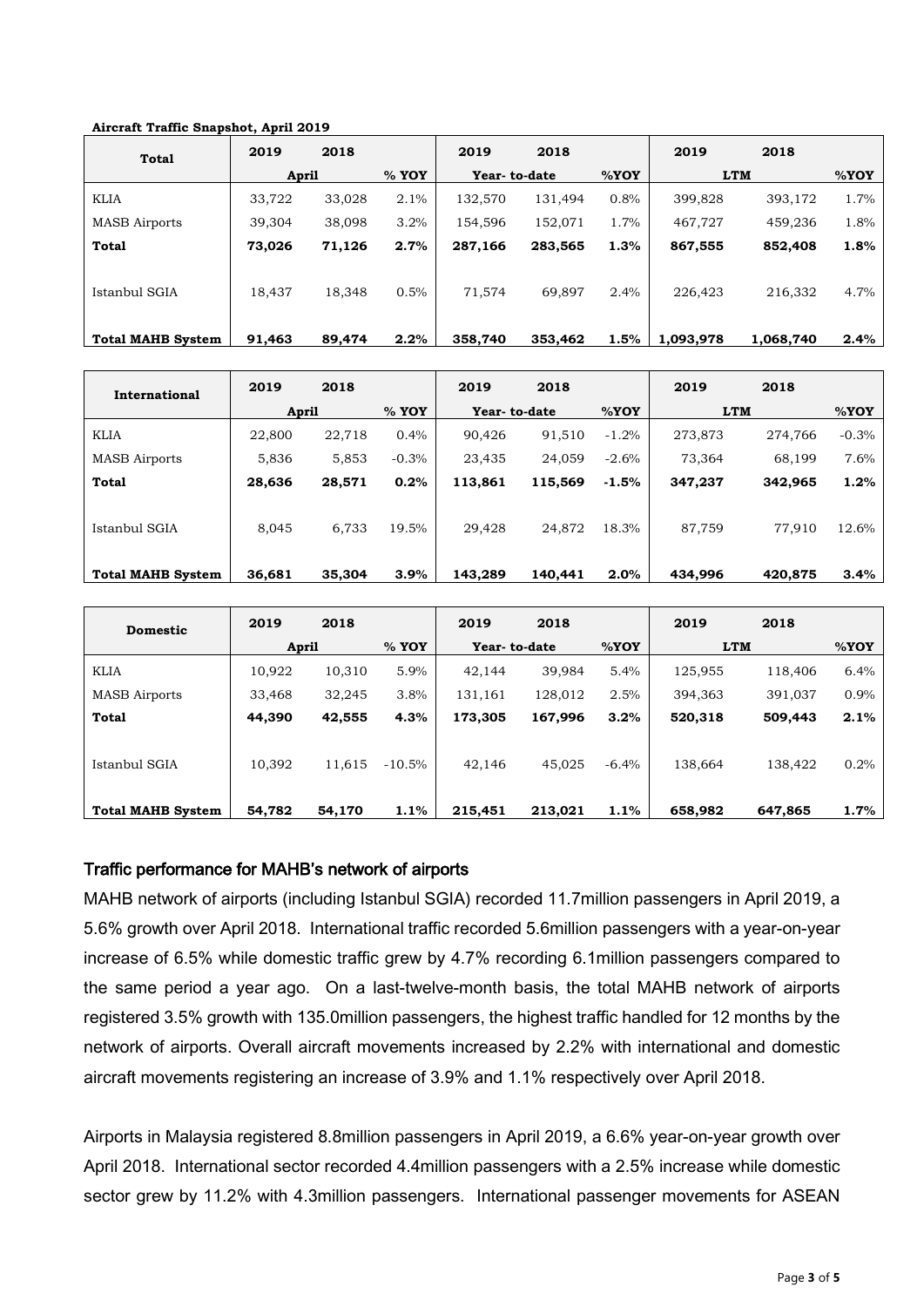**Aircraft Traffic Snapshot, April 2019**

| Total | 2019 | 2018 | | 2019 | 2018 | | 2019 | 2018 | |
|---|---|---|---|---|---|---|---|---|---|
| | April | | % YOY | Year- to-date | | %YOY | LTM | | %YOY |
| KLIA | 33,722 | 33,028 | 2.1% | 132,570 | 131,494 | 0.8% | 399,828 | 393,172 | 1.7% |
| MASB Airports | 39,304 | 38,098 | 3.2% | 154,596 | 152,071 | 1.7% | 467,727 | 459,236 | 1.8% |
| **Total** | **73,026** | **71,126** | **2.7%** | **287,166** | **283,565** | **1.3%** | **867,555** | **852,408** | **1.8%** |
| Istanbul SGIA | 18,437 | 18,348 | 0.5% | 71,574 | 69,897 | 2.4% | 226,423 | 216,332 | 4.7% |
| **Total MAHB System** | **91,463** | **89,474** | **2.2%** | **358,740** | **353,462** | **1.5%** | **1,093,978** | **1,068,740** | **2.4%** |

| International | 2019 | 2018 | | 2019 | 2018 | | 2019 | 2018 | |
|---|---|---|---|---|---|---|---|---|---|
| | April | | % YOY | Year- to-date | | %YOY | LTM | | %YOY |
| KLIA | 22,800 | 22,718 | 0.4% | 90,426 | 91,510 | -1.2% | 273,873 | 274,766 | -0.3% |
| MASB Airports | 5,836 | 5,853 | -0.3% | 23,435 | 24,059 | -2.6% | 73,364 | 68,199 | 7.6% |
| **Total** | **28,636** | **28,571** | **0.2%** | **113,861** | **115,569** | **-1.5%** | **347,237** | **342,965** | **1.2%** |
| Istanbul SGIA | 8,045 | 6,733 | 19.5% | 29,428 | 24,872 | 18.3% | 87,759 | 77,910 | 12.6% |
| **Total MAHB System** | **36,681** | **35,304** | **3.9%** | **143,289** | **140,441** | **2.0%** | **434,996** | **420,875** | **3.4%** |

| Domestic | 2019 | 2018 | | 2019 | 2018 | | 2019 | 2018 | |
|---|---|---|---|---|---|---|---|---|---|
| | April | | % YOY | Year- to-date | | %YOY | LTM | | %YOY |
| KLIA | 10,922 | 10,310 | 5.9% | 42,144 | 39,984 | 5.4% | 125,955 | 118,406 | 6.4% |
| MASB Airports | 33,468 | 32,245 | 3.8% | 131,161 | 128,012 | 2.5% | 394,363 | 391,037 | 0.9% |
| **Total** | **44,390** | **42,555** | **4.3%** | **173,305** | **167,996** | **3.2%** | **520,318** | **509,443** | **2.1%** |
| Istanbul SGIA | 10,392 | 11,615 | -10.5% | 42,146 | 45,025 | -6.4% | 138,664 | 138,422 | 0.2% |
| **Total MAHB System** | **54,782** | **54,170** | **1.1%** | **215,451** | **213,021** | **1.1%** | **658,982** | **647,865** | **1.7%** |

## Traffic performance for MAHB's network of airports

MAHB network of airports (including Istanbul SGIA) recorded 11.7million passengers in April 2019, a 5.6% growth over April 2018. International traffic recorded 5.6million passengers with a year-on-year increase of 6.5% while domestic traffic grew by 4.7% recording 6.1million passengers compared to the same period a year ago. On a last-twelve-month basis, the total MAHB network of airports registered 3.5% growth with 135.0million passengers, the highest traffic handled for 12 months by the network of airports. Overall aircraft movements increased by 2.2% with international and domestic aircraft movements registering an increase of 3.9% and 1.1% respectively over April 2018.

Airports in Malaysia registered 8.8million passengers in April 2019, a 6.6% year-on-year growth over April 2018. International sector recorded 4.4million passengers with a 2.5% increase while domestic sector grew by 11.2% with 4.3million passengers. International passenger movements for ASEAN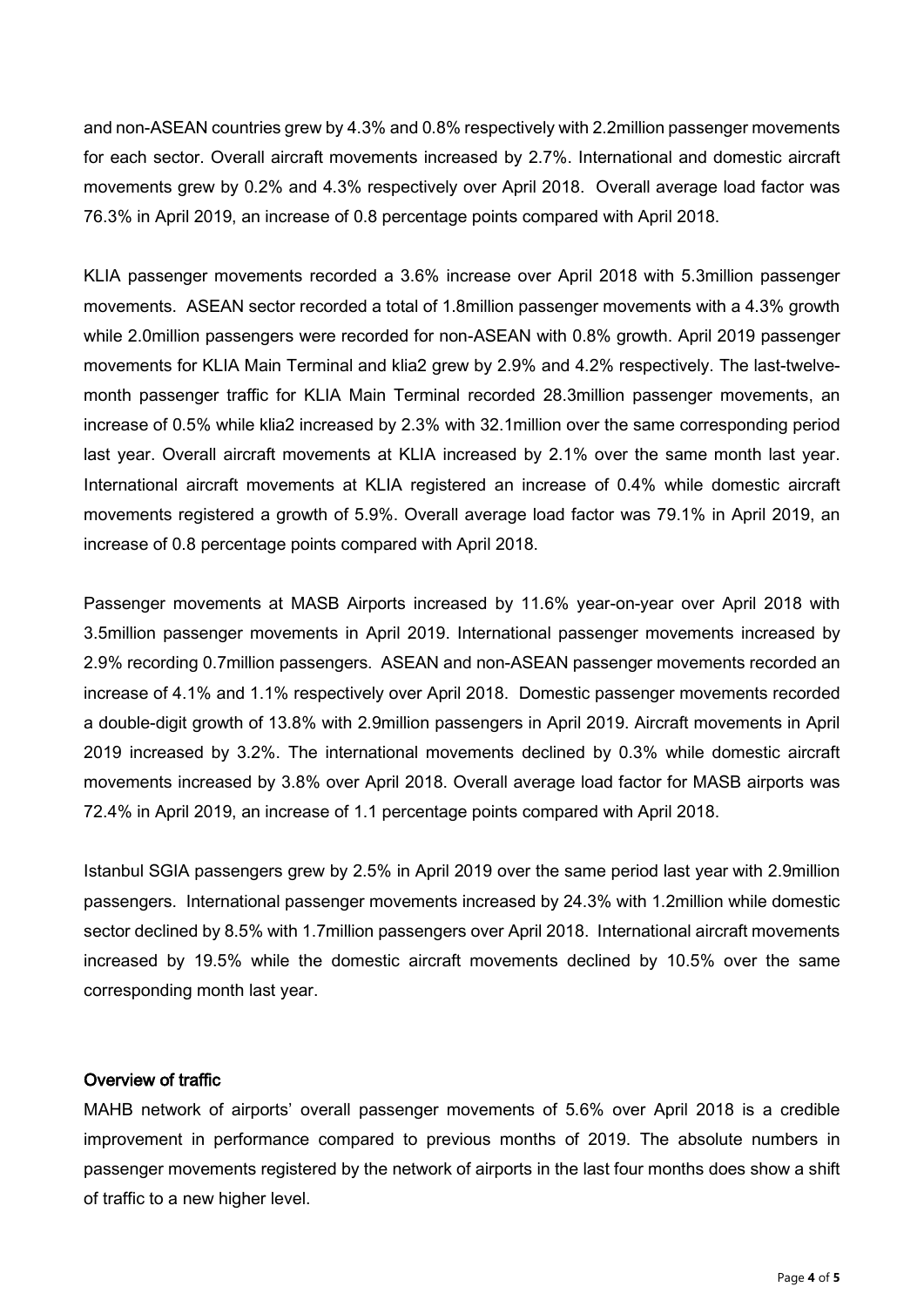and non-ASEAN countries grew by 4.3% and 0.8% respectively with 2.2million passenger movements for each sector. Overall aircraft movements increased by 2.7%. International and domestic aircraft movements grew by 0.2% and 4.3% respectively over April 2018. Overall average load factor was 76.3% in April 2019, an increase of 0.8 percentage points compared with April 2018.

KLIA passenger movements recorded a 3.6% increase over April 2018 with 5.3million passenger movements. ASEAN sector recorded a total of 1.8million passenger movements with a 4.3% growth while 2.0million passengers were recorded for non-ASEAN with 0.8% growth. April 2019 passenger movements for KLIA Main Terminal and klia2 grew by 2.9% and 4.2% respectively. The last-twelve-month passenger traffic for KLIA Main Terminal recorded 28.3million passenger movements, an increase of 0.5% while klia2 increased by 2.3% with 32.1million over the same corresponding period last year. Overall aircraft movements at KLIA increased by 2.1% over the same month last year. International aircraft movements at KLIA registered an increase of 0.4% while domestic aircraft movements registered a growth of 5.9%. Overall average load factor was 79.1% in April 2019, an increase of 0.8 percentage points compared with April 2018.

Passenger movements at MASB Airports increased by 11.6% year-on-year over April 2018 with 3.5million passenger movements in April 2019. International passenger movements increased by 2.9% recording 0.7million passengers. ASEAN and non-ASEAN passenger movements recorded an increase of 4.1% and 1.1% respectively over April 2018. Domestic passenger movements recorded a double-digit growth of 13.8% with 2.9million passengers in April 2019. Aircraft movements in April 2019 increased by 3.2%. The international movements declined by 0.3% while domestic aircraft movements increased by 3.8% over April 2018. Overall average load factor for MASB airports was 72.4% in April 2019, an increase of 1.1 percentage points compared with April 2018.

Istanbul SGIA passengers grew by 2.5% in April 2019 over the same period last year with 2.9million passengers. International passenger movements increased by 24.3% with 1.2million while domestic sector declined by 8.5% with 1.7million passengers over April 2018. International aircraft movements increased by 19.5% while the domestic aircraft movements declined by 10.5% over the same corresponding month last year.

## Overview of traffic

MAHB network of airports' overall passenger movements of 5.6% over April 2018 is a credible improvement in performance compared to previous months of 2019. The absolute numbers in passenger movements registered by the network of airports in the last four months does show a shift of traffic to a new higher level.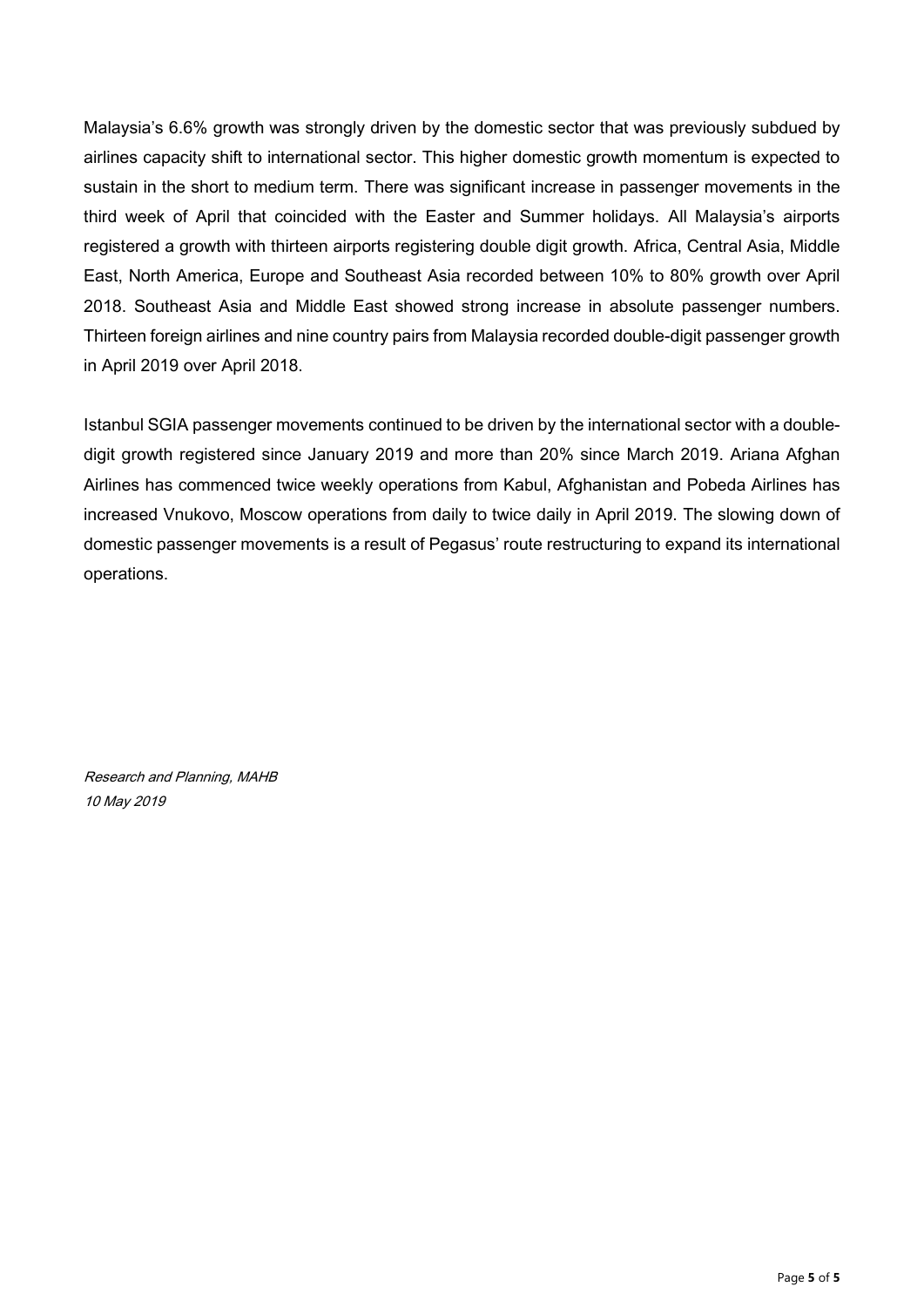Malaysia's 6.6% growth was strongly driven by the domestic sector that was previously subdued by airlines capacity shift to international sector. This higher domestic growth momentum is expected to sustain in the short to medium term. There was significant increase in passenger movements in the third week of April that coincided with the Easter and Summer holidays. All Malaysia's airports registered a growth with thirteen airports registering double digit growth. Africa, Central Asia, Middle East, North America, Europe and Southeast Asia recorded between 10% to 80% growth over April 2018. Southeast Asia and Middle East showed strong increase in absolute passenger numbers. Thirteen foreign airlines and nine country pairs from Malaysia recorded double-digit passenger growth in April 2019 over April 2018.

Istanbul SGIA passenger movements continued to be driven by the international sector with a double-digit growth registered since January 2019 and more than 20% since March 2019. Ariana Afghan Airlines has commenced twice weekly operations from Kabul, Afghanistan and Pobeda Airlines has increased Vnukovo, Moscow operations from daily to twice daily in April 2019. The slowing down of domestic passenger movements is a result of Pegasus' route restructuring to expand its international operations.

*Research and Planning, MAHB*
*10 May 2019*